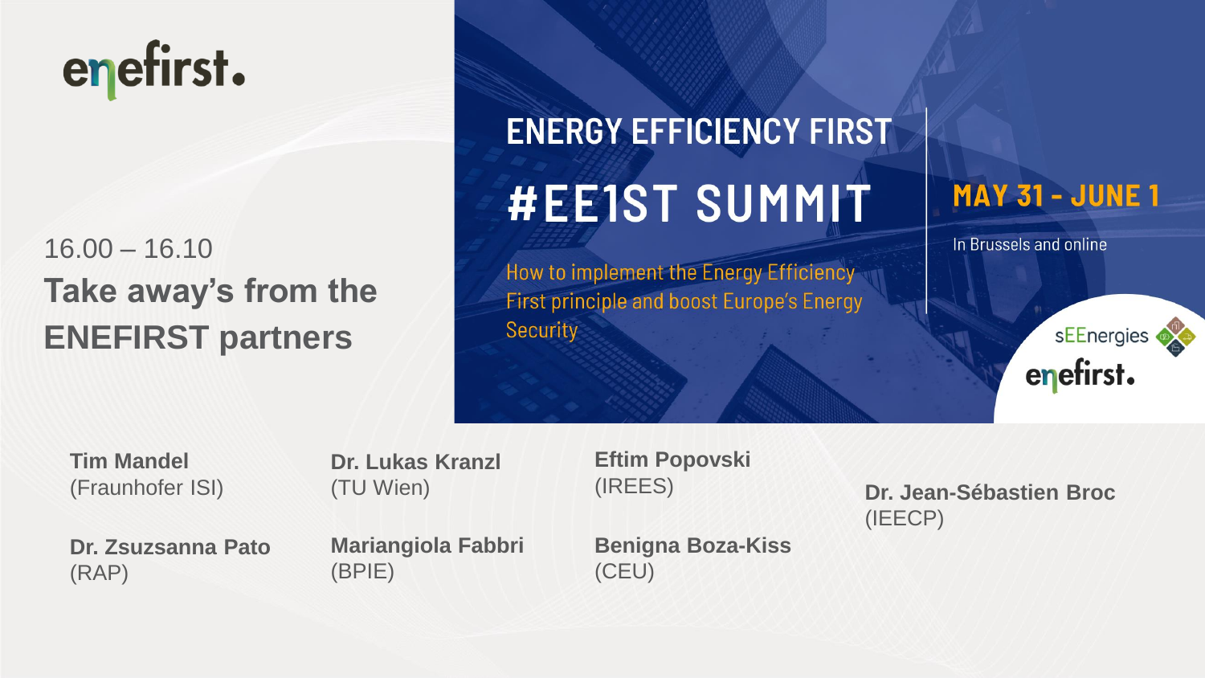enefirst.

# ENERGY EFFICIENCY FIRST

# #EE1ST SUMMIT

How to implement the Energy Efficiency First principle and boost Europe's Energy Security

**MAY 31 - JUNE 1**

In Brussels and online

sEEnergies

enefirst.

16.00 – 16.10

## Take away's from the ENEFIRST partners

**Tim Mandel**
(Fraunhofer ISI)

**Dr. Lukas Kranzl**
(TU Wien)

**Eftim Popovski**
(IREES)

**Dr. Jean-Sébastien Broc**
(IEECP)

**Dr. Zsuzsanna Pato**
(RAP)

**Mariangiola Fabbri**
(BPIE)

**Benigna Boza-Kiss**
(CEU)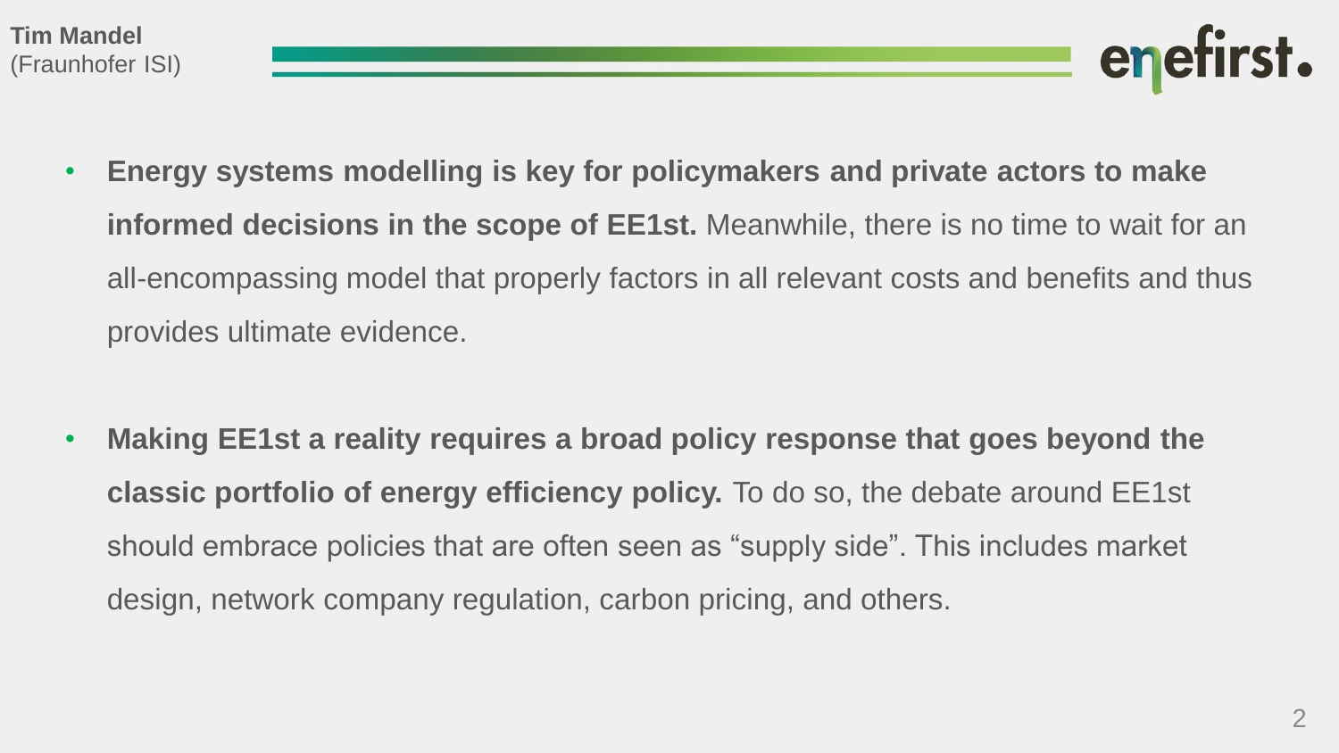**Tim Mandel**
(Fraunhofer ISI)

- **Energy systems modelling is key for policymakers and private actors to make informed decisions in the scope of EE1st.** Meanwhile, there is no time to wait for an all-encompassing model that properly factors in all relevant costs and benefits and thus provides ultimate evidence.

- **Making EE1st a reality requires a broad policy response that goes beyond the classic portfolio of energy efficiency policy.** To do so, the debate around EE1st should embrace policies that are often seen as "supply side". This includes market design, network company regulation, carbon pricing, and others.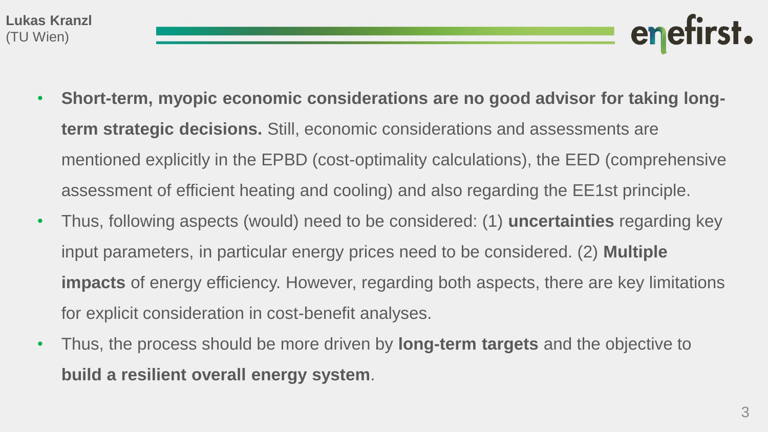- **Short-term, myopic economic considerations are no good advisor for taking long-term strategic decisions.** Still, economic considerations and assessments are mentioned explicitly in the EPBD (cost-optimality calculations), the EED (comprehensive assessment of efficient heating and cooling) and also regarding the EE1st principle.
- Thus, following aspects (would) need to be considered: (1) **uncertainties** regarding key input parameters, in particular energy prices need to be considered. (2) **Multiple impacts** of energy efficiency. However, regarding both aspects, there are key limitations for explicit consideration in cost-benefit analyses.
- Thus, the process should be more driven by **long-term targets** and the objective to **build a resilient overall energy system**.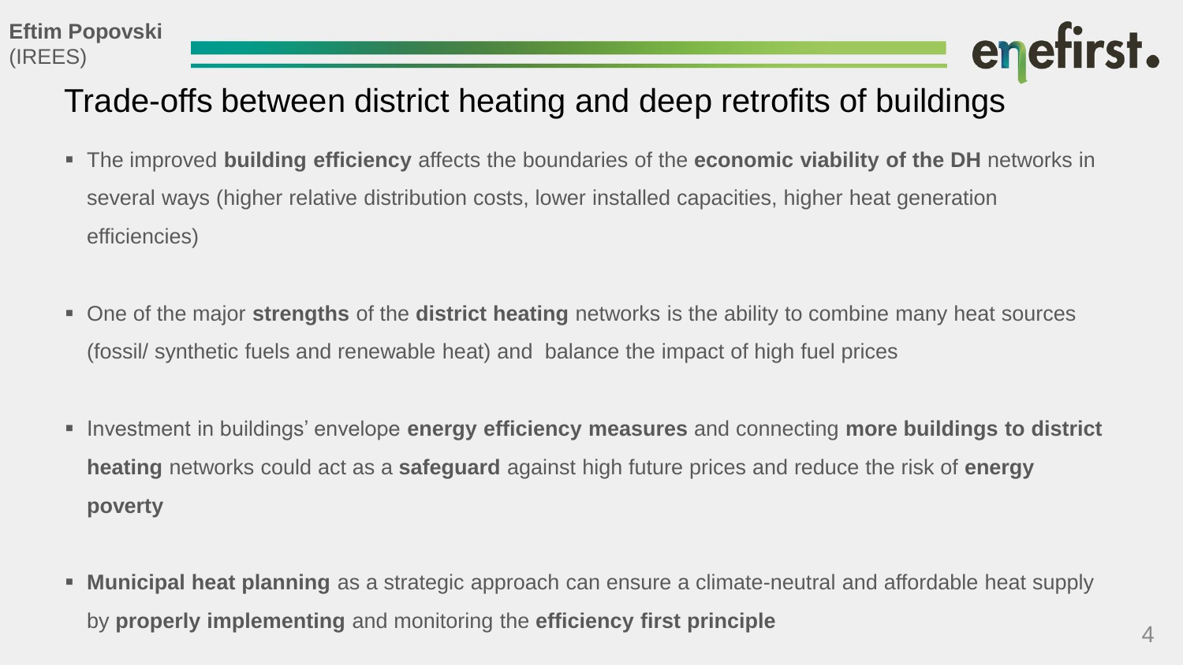# Trade-offs between district heating and deep retrofits of buildings

- The improved **building efficiency** affects the boundaries of the **economic viability of the DH** networks in several ways (higher relative distribution costs, lower installed capacities, higher heat generation efficiencies)
- One of the major **strengths** of the **district heating** networks is the ability to combine many heat sources (fossil/ synthetic fuels and renewable heat) and balance the impact of high fuel prices
- Investment in buildings' envelope **energy efficiency measures** and connecting **more buildings to district heating** networks could act as a **safeguard** against high future prices and reduce the risk of **energy poverty**
- **Municipal heat planning** as a strategic approach can ensure a climate-neutral and affordable heat supply by **properly implementing** and monitoring the **efficiency first principle**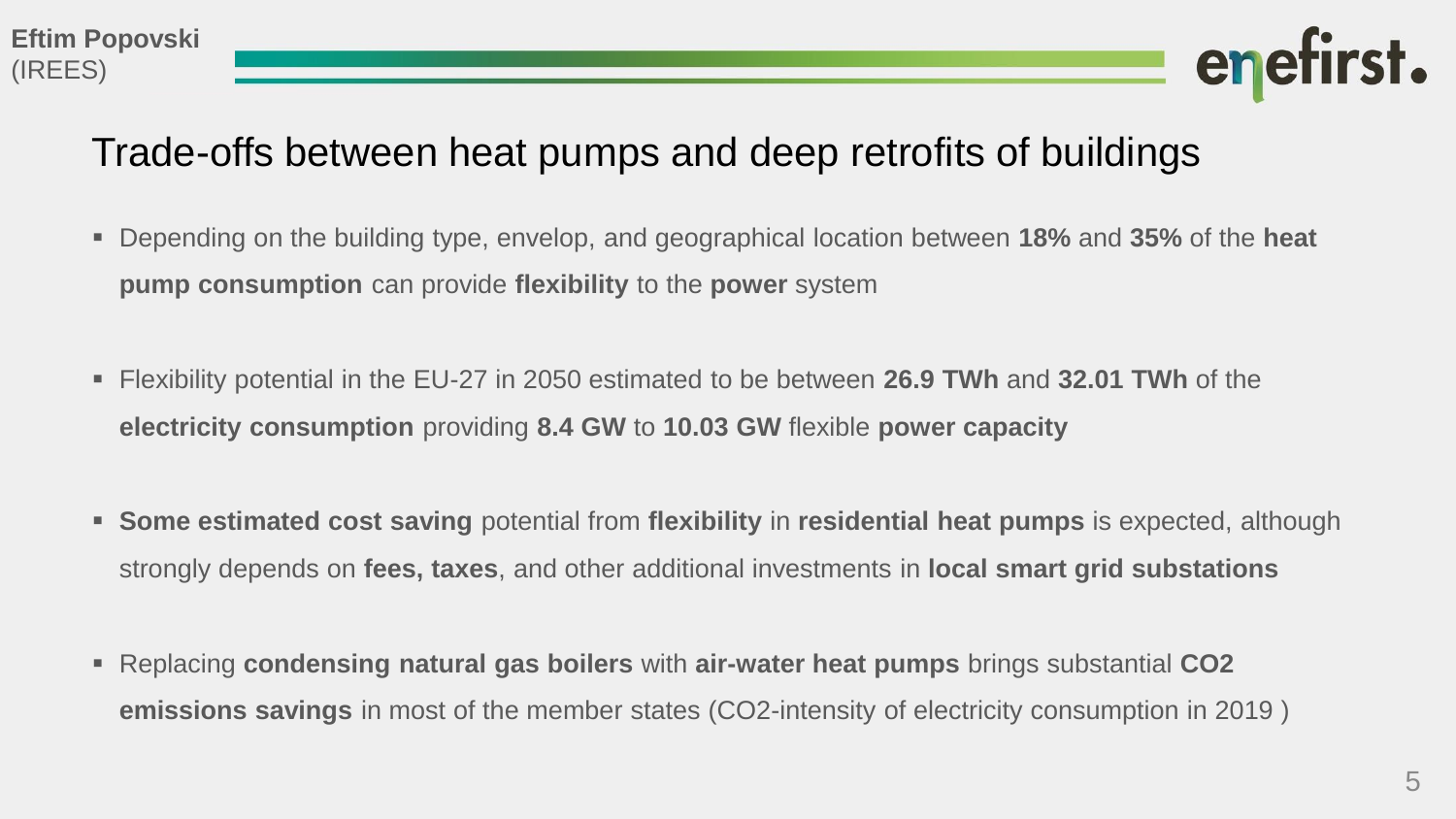# Trade-offs between heat pumps and deep retrofits of buildings

- Depending on the building type, envelop, and geographical location between **18%** and **35%** of the **heat pump consumption** can provide **flexibility** to the **power** system

- Flexibility potential in the EU-27 in 2050 estimated to be between **26.9 TWh** and **32.01 TWh** of the **electricity consumption** providing **8.4 GW** to **10.03 GW** flexible **power capacity**

- **Some estimated cost saving** potential from **flexibility** in **residential heat pumps** is expected, although strongly depends on **fees, taxes**, and other additional investments in **local smart grid substations**

- Replacing **condensing natural gas boilers** with **air-water heat pumps** brings substantial **$CO_2$ emissions savings** in most of the member states ($CO_2$-intensity of electricity consumption in 2019 )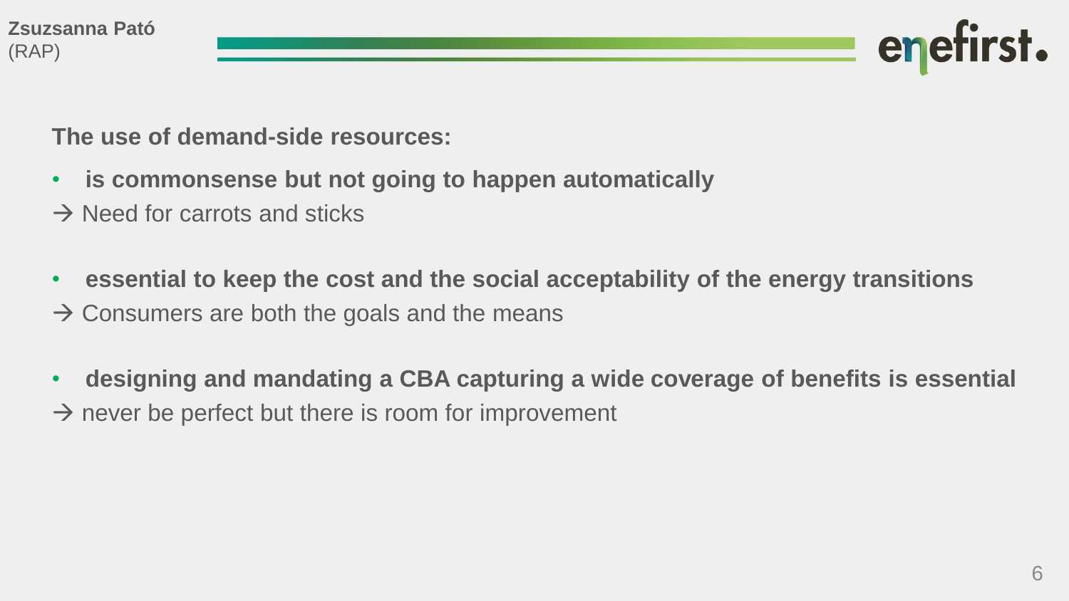Zsuzsanna Pató
(RAP)

**The use of demand-side resources:**

- **is commonsense but not going to happen automatically**

→ Need for carrots and sticks

- **essential to keep the cost and the social acceptability of the energy transitions**

→ Consumers are both the goals and the means

- **designing and mandating a CBA capturing a wide coverage of benefits is essential**

→ never be perfect but there is room for improvement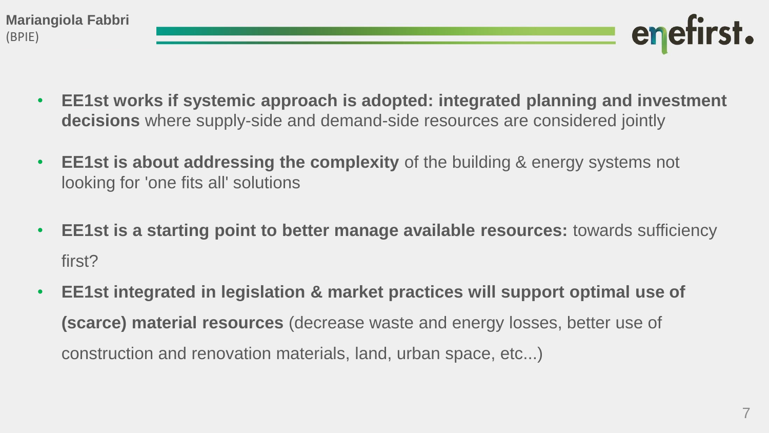Mariangiola Fabbri
(BPIE)

- **EE1st works if systemic approach is adopted: integrated planning and investment decisions** where supply-side and demand-side resources are considered jointly
- **EE1st is about addressing the complexity** of the building & energy systems not looking for 'one fits all' solutions
- **EE1st is a starting point to better manage available resources:** towards sufficiency first?
- **EE1st integrated in legislation & market practices will support optimal use of (scarce) material resources** (decrease waste and energy losses, better use of construction and renovation materials, land, urban space, etc...)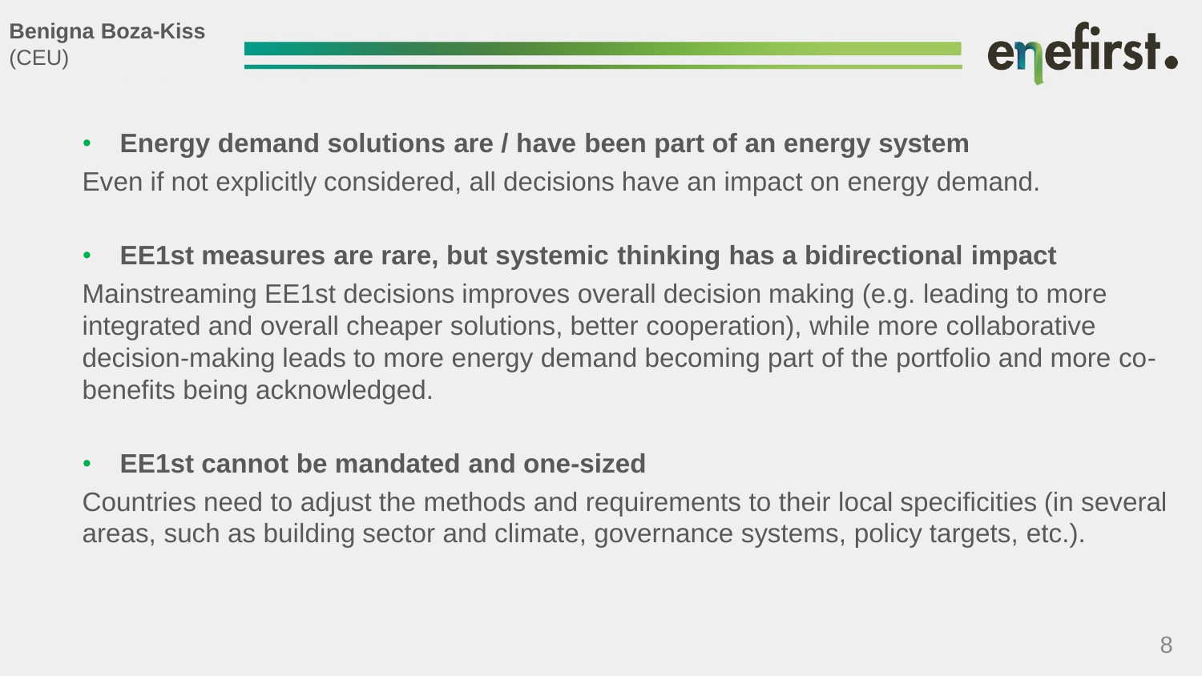- **Energy demand solutions are / have been part of an energy system**

Even if not explicitly considered, all decisions have an impact on energy demand.

- **EE1st measures are rare, but systemic thinking has a bidirectional impact**

Mainstreaming EE1st decisions improves overall decision making (e.g. leading to more integrated and overall cheaper solutions, better cooperation), while more collaborative decision-making leads to more energy demand becoming part of the portfolio and more co-benefits being acknowledged.

- **EE1st cannot be mandated and one-sized**

Countries need to adjust the methods and requirements to their local specificities (in several areas, such as building sector and climate, governance systems, policy targets, etc.).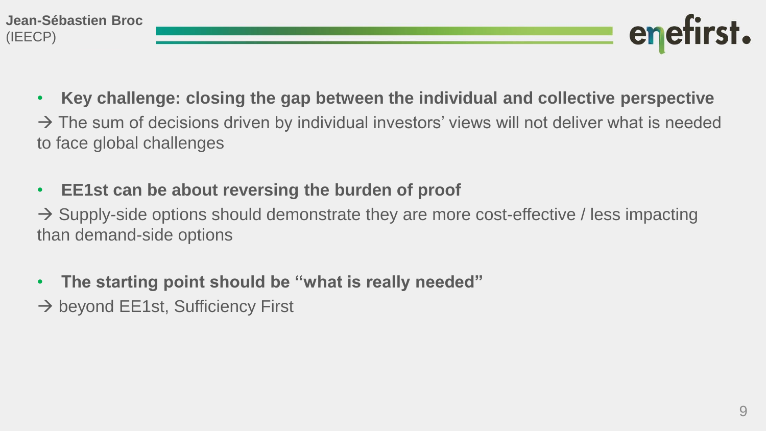Jean-Sébastien Broc
(IEECP)

- **Key challenge: closing the gap between the individual and collective perspective**

→ The sum of decisions driven by individual investors' views will not deliver what is needed to face global challenges

- **EE1st can be about reversing the burden of proof**

→ Supply-side options should demonstrate they are more cost-effective / less impacting than demand-side options

- **The starting point should be "what is really needed"**

→ beyond EE1st, Sufficiency First